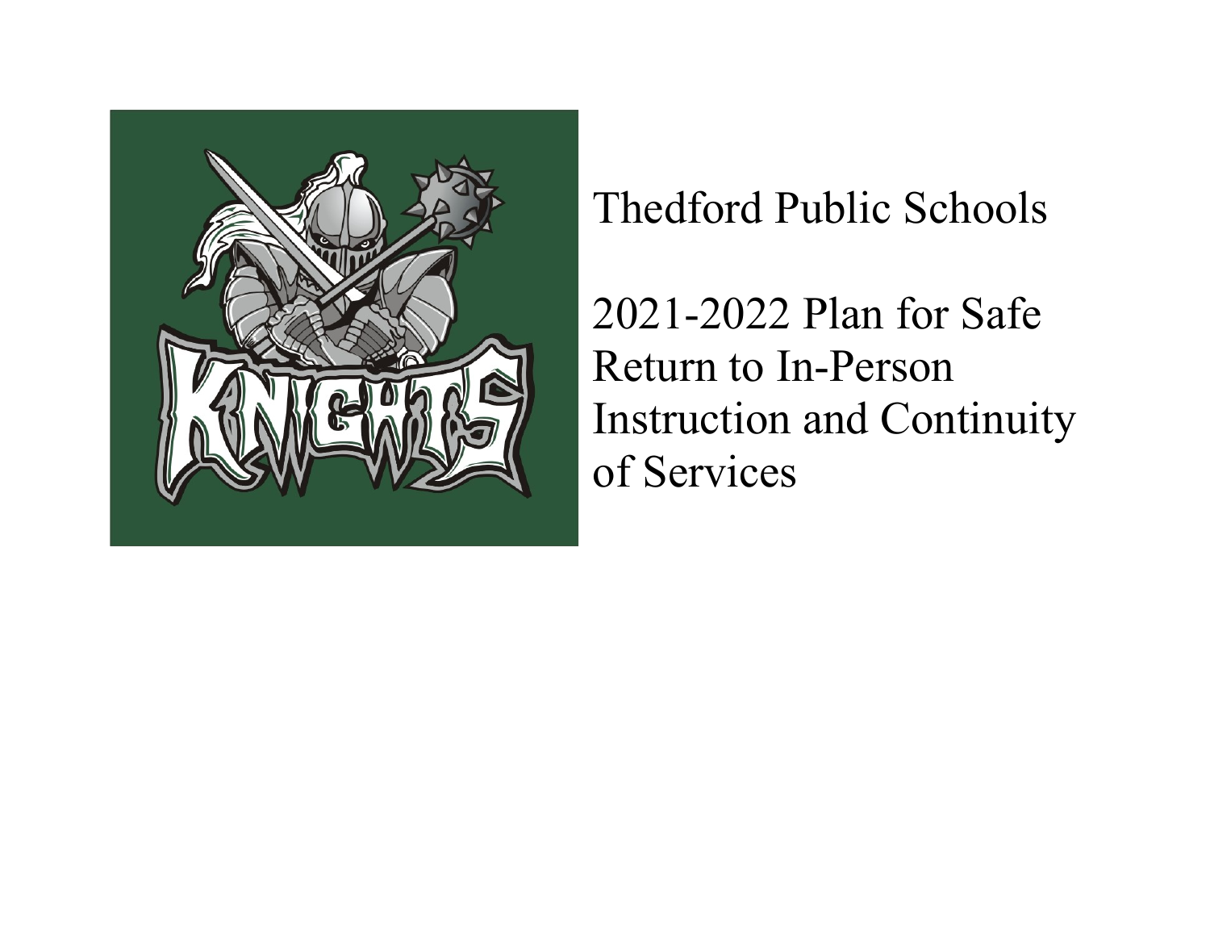# Thedford Public Schools

# 2021-2022 Plan for Safe Return to In-Person Instruction and Continuity of Services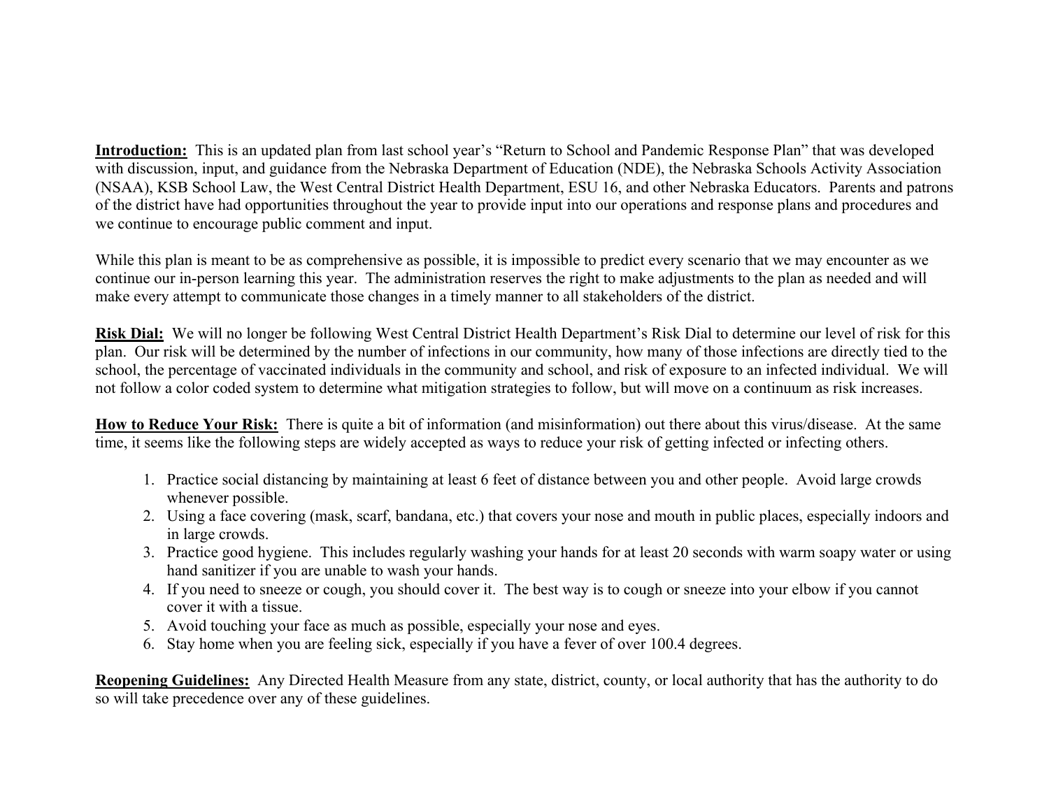**Introduction:** This is an updated plan from last school year's "Return to School and Pandemic Response Plan" that was developed with discussion, input, and guidance from the Nebraska Department of Education (NDE), the Nebraska Schools Activity Association (NSAA), KSB School Law, the West Central District Health Department, ESU 16, and other Nebraska Educators. Parents and patrons of the district have had opportunities throughout the year to provide input into our operations and response plans and procedures and we continue to encourage public comment and input.

While this plan is meant to be as comprehensive as possible, it is impossible to predict every scenario that we may encounter as we continue our in-person learning this year. The administration reserves the right to make adjustments to the plan as needed and will make every attempt to communicate those changes in a timely manner to all stakeholders of the district.

**Risk Dial:** We will no longer be following West Central District Health Department's Risk Dial to determine our level of risk for this plan. Our risk will be determined by the number of infections in our community, how many of those infections are directly tied to the school, the percentage of vaccinated individuals in the community and school, and risk of exposure to an infected individual. We will not follow a color coded system to determine what mitigation strategies to follow, but will move on a continuum as risk increases.

**How to Reduce Your Risk:** There is quite a bit of information (and misinformation) out there about this virus/disease. At the same time, it seems like the following steps are widely accepted as ways to reduce your risk of getting infected or infecting others.

1. Practice social distancing by maintaining at least 6 feet of distance between you and other people. Avoid large crowds whenever possible.
2. Using a face covering (mask, scarf, bandana, etc.) that covers your nose and mouth in public places, especially indoors and in large crowds.
3. Practice good hygiene. This includes regularly washing your hands for at least 20 seconds with warm soapy water or using hand sanitizer if you are unable to wash your hands.
4. If you need to sneeze or cough, you should cover it. The best way is to cough or sneeze into your elbow if you cannot cover it with a tissue.
5. Avoid touching your face as much as possible, especially your nose and eyes.
6. Stay home when you are feeling sick, especially if you have a fever of over 100.4 degrees.

**Reopening Guidelines:** Any Directed Health Measure from any state, district, county, or local authority that has the authority to do so will take precedence over any of these guidelines.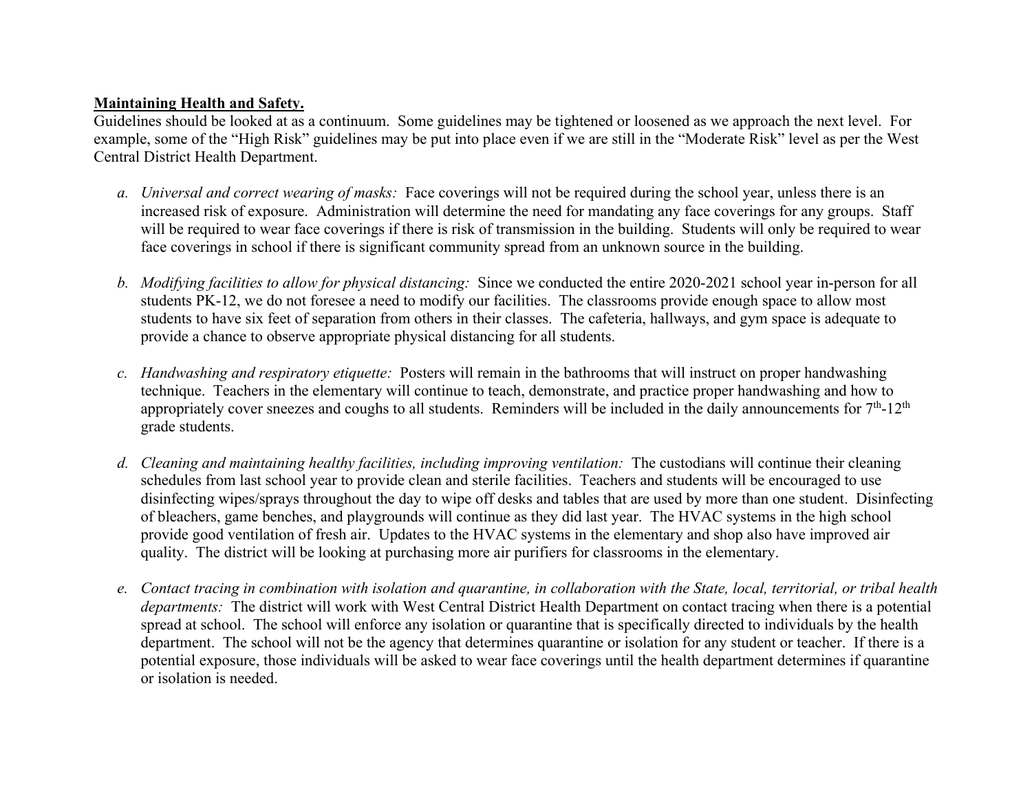**Maintaining Health and Safety.**

Guidelines should be looked at as a continuum. Some guidelines may be tightened or loosened as we approach the next level. For example, some of the "High Risk" guidelines may be put into place even if we are still in the "Moderate Risk" level as per the West Central District Health Department.

a. *Universal and correct wearing of masks:* Face coverings will not be required during the school year, unless there is an increased risk of exposure. Administration will determine the need for mandating any face coverings for any groups. Staff will be required to wear face coverings if there is risk of transmission in the building. Students will only be required to wear face coverings in school if there is significant community spread from an unknown source in the building.

b. *Modifying facilities to allow for physical distancing:* Since we conducted the entire 2020-2021 school year in-person for all students PK-12, we do not foresee a need to modify our facilities. The classrooms provide enough space to allow most students to have six feet of separation from others in their classes. The cafeteria, hallways, and gym space is adequate to provide a chance to observe appropriate physical distancing for all students.

c. *Handwashing and respiratory etiquette:* Posters will remain in the bathrooms that will instruct on proper handwashing technique. Teachers in the elementary will continue to teach, demonstrate, and practice proper handwashing and how to appropriately cover sneezes and coughs to all students. Reminders will be included in the daily announcements for 7th-12th grade students.

d. *Cleaning and maintaining healthy facilities, including improving ventilation:* The custodians will continue their cleaning schedules from last school year to provide clean and sterile facilities. Teachers and students will be encouraged to use disinfecting wipes/sprays throughout the day to wipe off desks and tables that are used by more than one student. Disinfecting of bleachers, game benches, and playgrounds will continue as they did last year. The HVAC systems in the high school provide good ventilation of fresh air. Updates to the HVAC systems in the elementary and shop also have improved air quality. The district will be looking at purchasing more air purifiers for classrooms in the elementary.

e. *Contact tracing in combination with isolation and quarantine, in collaboration with the State, local, territorial, or tribal health departments:* The district will work with West Central District Health Department on contact tracing when there is a potential spread at school. The school will enforce any isolation or quarantine that is specifically directed to individuals by the health department. The school will not be the agency that determines quarantine or isolation for any student or teacher. If there is a potential exposure, those individuals will be asked to wear face coverings until the health department determines if quarantine or isolation is needed.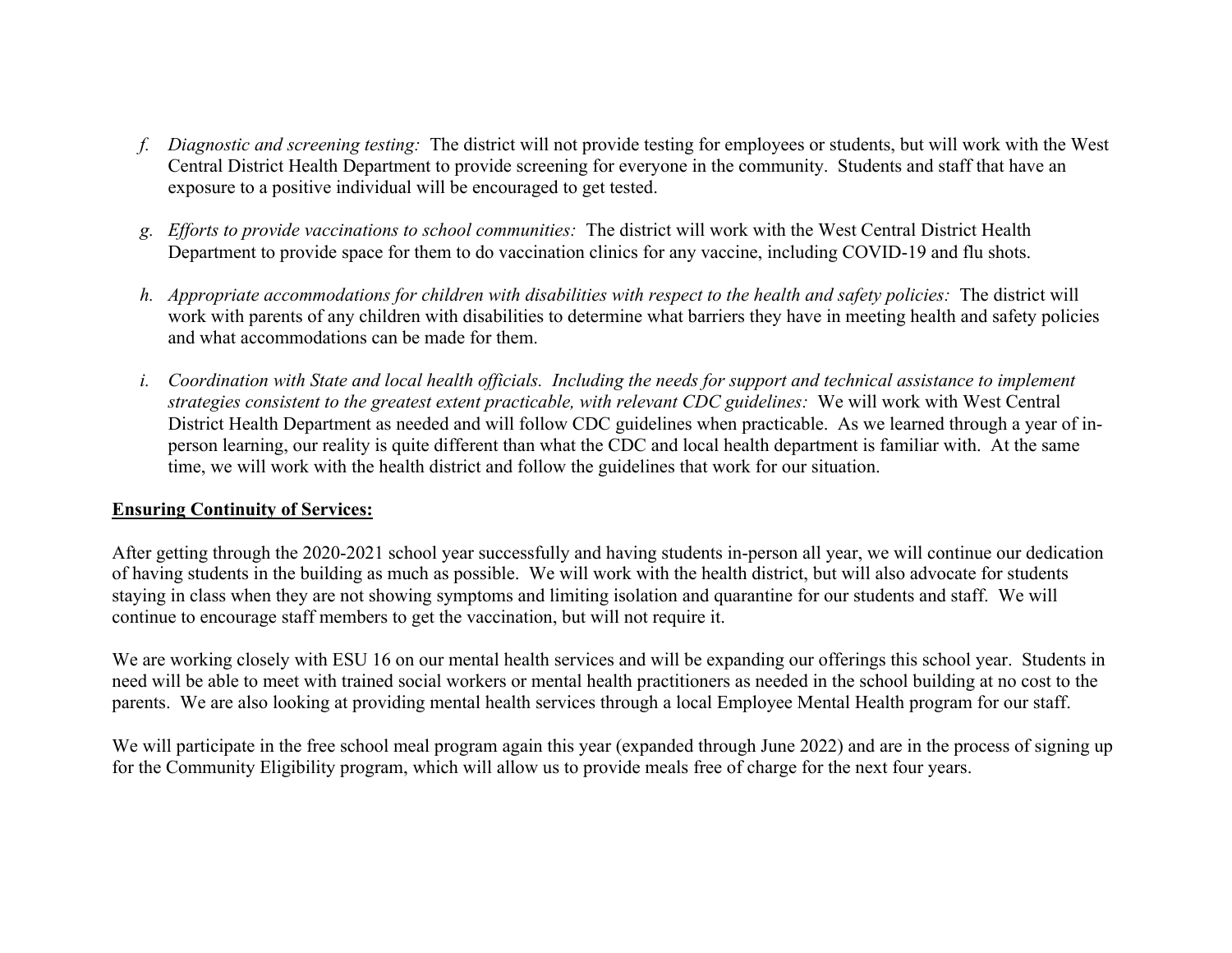f. *Diagnostic and screening testing:* The district will not provide testing for employees or students, but will work with the West Central District Health Department to provide screening for everyone in the community. Students and staff that have an exposure to a positive individual will be encouraged to get tested.

g. *Efforts to provide vaccinations to school communities:* The district will work with the West Central District Health Department to provide space for them to do vaccination clinics for any vaccine, including COVID-19 and flu shots.

h. *Appropriate accommodations for children with disabilities with respect to the health and safety policies:* The district will work with parents of any children with disabilities to determine what barriers they have in meeting health and safety policies and what accommodations can be made for them.

i. *Coordination with State and local health officials. Including the needs for support and technical assistance to implement strategies consistent to the greatest extent practicable, with relevant CDC guidelines:* We will work with West Central District Health Department as needed and will follow CDC guidelines when practicable. As we learned through a year of in-person learning, our reality is quite different than what the CDC and local health department is familiar with. At the same time, we will work with the health district and follow the guidelines that work for our situation.

**Ensuring Continuity of Services:**

After getting through the 2020-2021 school year successfully and having students in-person all year, we will continue our dedication of having students in the building as much as possible. We will work with the health district, but will also advocate for students staying in class when they are not showing symptoms and limiting isolation and quarantine for our students and staff. We will continue to encourage staff members to get the vaccination, but will not require it.

We are working closely with ESU 16 on our mental health services and will be expanding our offerings this school year. Students in need will be able to meet with trained social workers or mental health practitioners as needed in the school building at no cost to the parents. We are also looking at providing mental health services through a local Employee Mental Health program for our staff.

We will participate in the free school meal program again this year (expanded through June 2022) and are in the process of signing up for the Community Eligibility program, which will allow us to provide meals free of charge for the next four years.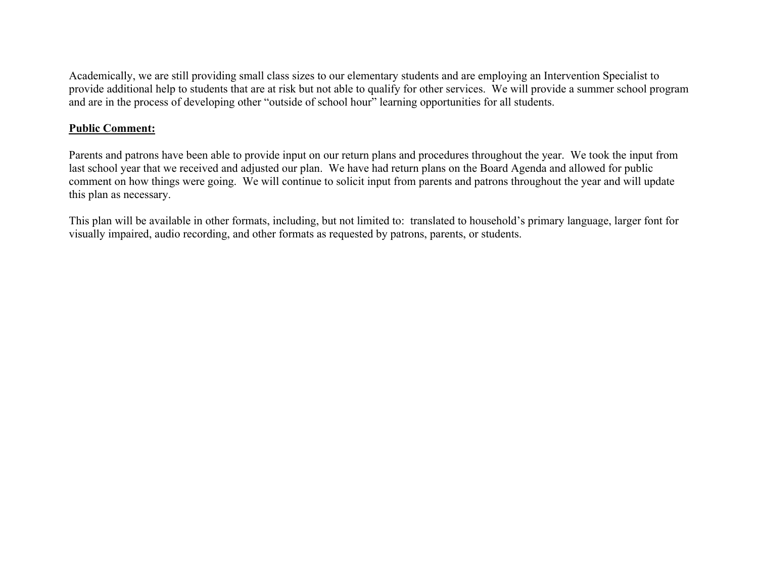Academically, we are still providing small class sizes to our elementary students and are employing an Intervention Specialist to provide additional help to students that are at risk but not able to qualify for other services. We will provide a summer school program and are in the process of developing other "outside of school hour" learning opportunities for all students.

**Public Comment:**

Parents and patrons have been able to provide input on our return plans and procedures throughout the year. We took the input from last school year that we received and adjusted our plan. We have had return plans on the Board Agenda and allowed for public comment on how things were going. We will continue to solicit input from parents and patrons throughout the year and will update this plan as necessary.

This plan will be available in other formats, including, but not limited to: translated to household's primary language, larger font for visually impaired, audio recording, and other formats as requested by patrons, parents, or students.